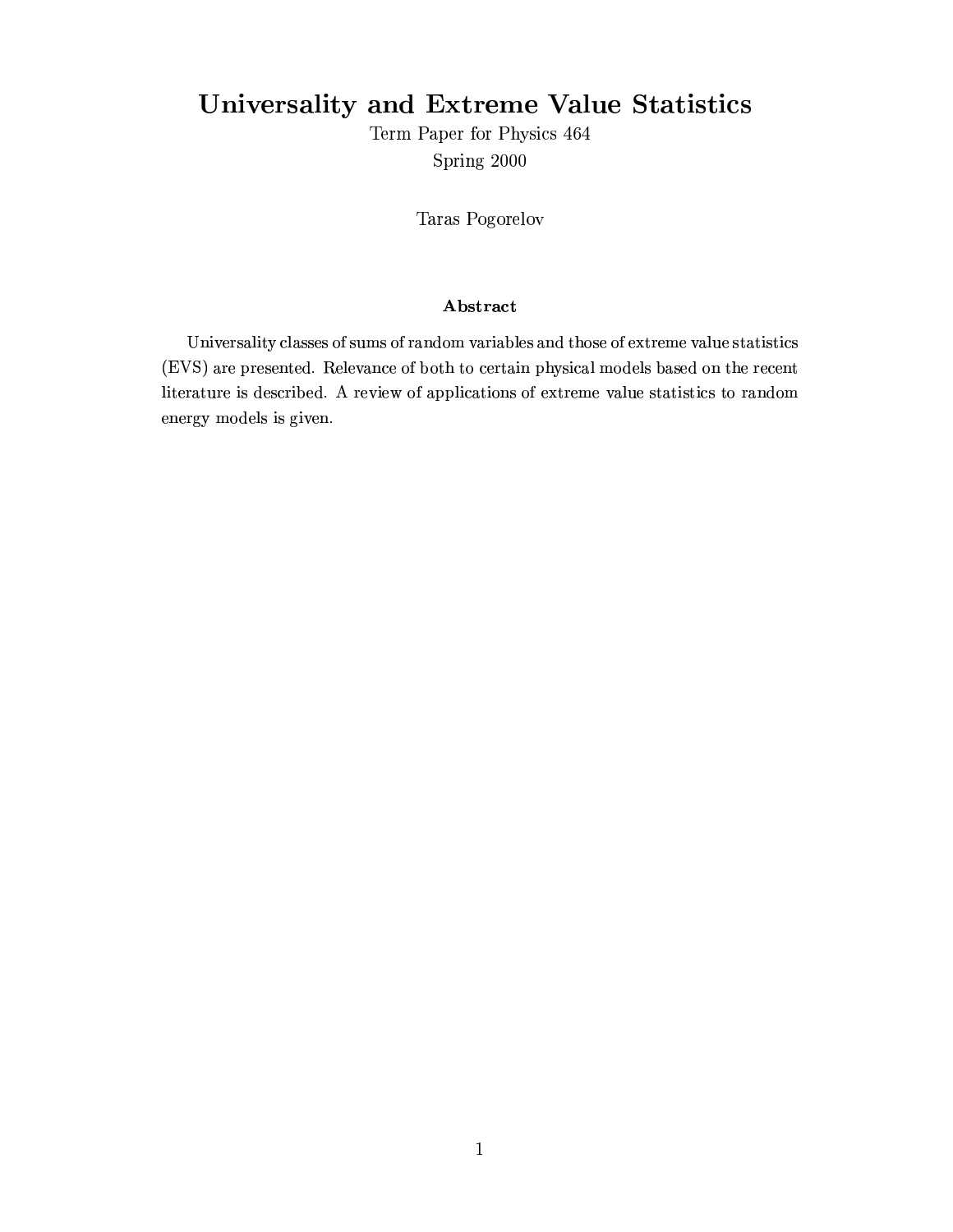# Universality and Extreme Value Statistics

Term Paper for Physics 464

Spring 2000

Taras Pogorelov

## Abstract

Universality classes of sums of random variables and those of extreme value statistics (EVS) are presented. Relevance of both to certain physical models based on the recent literature is described. A review of applications of extreme value statistics to random energy models is given.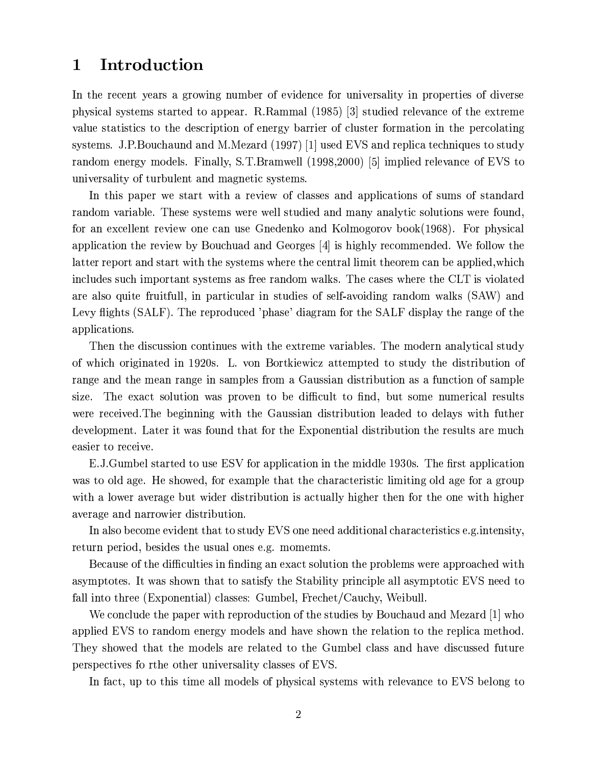# 1 Introduction

In the recent years a growing number of evidence for universality in properties of diverse physical systems started to appear. R.Rammal (1985) [3] studied relevance of the extreme value statistics to the description of energy barrier of cluster formation in the percolating systems. J.P.Bouchaund and M.Mezard (1997) [1] used EVS and replica techniques to study random energy models. Finally, S.T.Bramwell (1998,2000) [5] implied relevance of EVS to universality of turbulent and magnetic systems.

In this paper we start with a review of classes and applications of sums of standard random variable. These systems were well studied and many analytic solutions were found, for an excellent review one can use Gnedenko and Kolmogorov book(1968). For physical application the review by Bouchuad and Georges [4] is highly recommended. We follow the latter report and start with the systems where the central limit theorem can be applied,which includes such important systems as free random walks. The cases where the CLT is violated are also quite fruitfull, in particular in studies of self-avoiding random walks (SAW) and Levy flights (SALF). The reproduced 'phase' diagram for the SALF display the range of the applications.

Then the discussion continues with the extreme variables. The modern analytical study of which originated in 1920s. L. von Bortkiewicz attempted to study the distribution of range and the mean range in samples from a Gaussian distribution as a function of sample size. The exact solution was proven to be difficult to find, but some numerical results were received.The beginning with the Gaussian distribution leaded to delays with futher development. Later it was found that for the Exponential distribution the results are much easier to receive.

E.J.Gumbel started to use ESV for application in the middle 1930s. The first application was to old age. He showed, for example that the characteristic limiting old age for a group with a lower average but wider distribution is actually higher then for the one with higher average and narrowier distribution.

In also become evident that to study EVS one need additional characteristics e.g.intensity, return period, besides the usual ones e.g. momemts.

Because of the difficulties in finding an exact solution the problems were approached with asymptotes. It was shown that to satisfy the Stability principle all asymptotic EVS need to fall into three (Exponential) classes: Gumbel, Frechet/Cauchy, Weibull.

We conclude the paper with reproduction of the studies by Bouchaud and Mezard [1] who applied EVS to random energy models and have shown the relation to the replica method. They showed that the models are related to the Gumbel class and have discussed future perspectives fo rthe other universality classes of EVS.

In fact, up to this time all models of physical systems with relevance to EVS belong to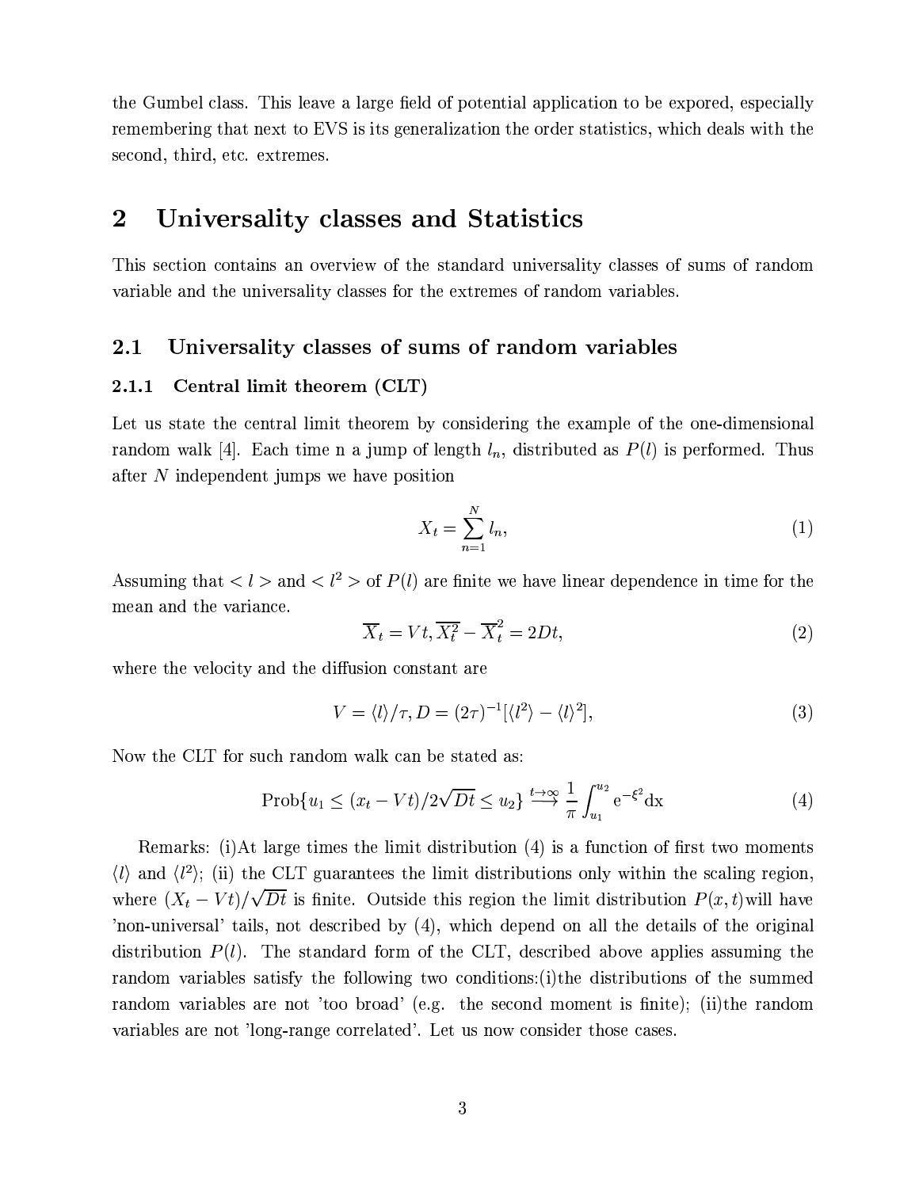the Gumbel class. This leave a large field of potential application to be expored, especially remembering that next to EVS is its generalization the order statistics, which deals with the second, third, etc. extremes.

# 2 Universality classes and Statistics

This section contains an overview of the standard universality classes of sums of random variable and the universality classes for the extremes of random variables.

## 2.1 Universality classes of sums of random variables

### 2.1.1 Central limit theorem (CLT)

Let us state the central limit theorem by considering the example of the one-dimensional random walk [4]. Each time n a jump of length $l_n$, distributed as $P(l)$ is performed. Thus after $N$ independent jumps we have position

$$X_t = \sum_{n=1}^{N} l_n, \tag{1}$$

Assuming that $< l >$ and $< l^2 >$ of $P(l)$ are finite we have linear dependence in time for the mean and the variance.

$$\overline{X}_t = Vt, \overline{X_t^2} - \overline{X}_t^2 = 2Dt, \tag{2}$$

where the velocity and the diffusion constant are

$$V = \langle l \rangle / \tau, D = (2\tau)^{-1}[\langle l^2 \rangle - \langle l \rangle^2], \tag{3}$$

Now the CLT for such random walk can be stated as:

$$\mathrm{Prob}\{u_1 \leq (x_t - Vt)/2\sqrt{Dt} \leq u_2\} \overset{t\to\infty}{\longrightarrow} \frac{1}{\pi} \int_{u_1}^{u_2} \mathrm{e}^{-\xi^2} \mathrm{dx} \tag{4}$$

Remarks: (i)At large times the limit distribution (4) is a function of first two moments $\langle l \rangle$ and $\langle l^2 \rangle$; (ii) the CLT guarantees the limit distributions only within the scaling region, where $(X_t - Vt)/\sqrt{Dt}$ is finite. Outside this region the limit distribution $P(x,t)$will have 'non-universal' tails, not described by (4), which depend on all the details of the original distribution $P(l)$. The standard form of the CLT, described above applies assuming the random variables satisfy the following two conditions:(i)the distributions of the summed random variables are not 'too broad' (e.g. the second moment is finite); (ii)the random variables are not 'long-range correlated'. Let us now consider those cases.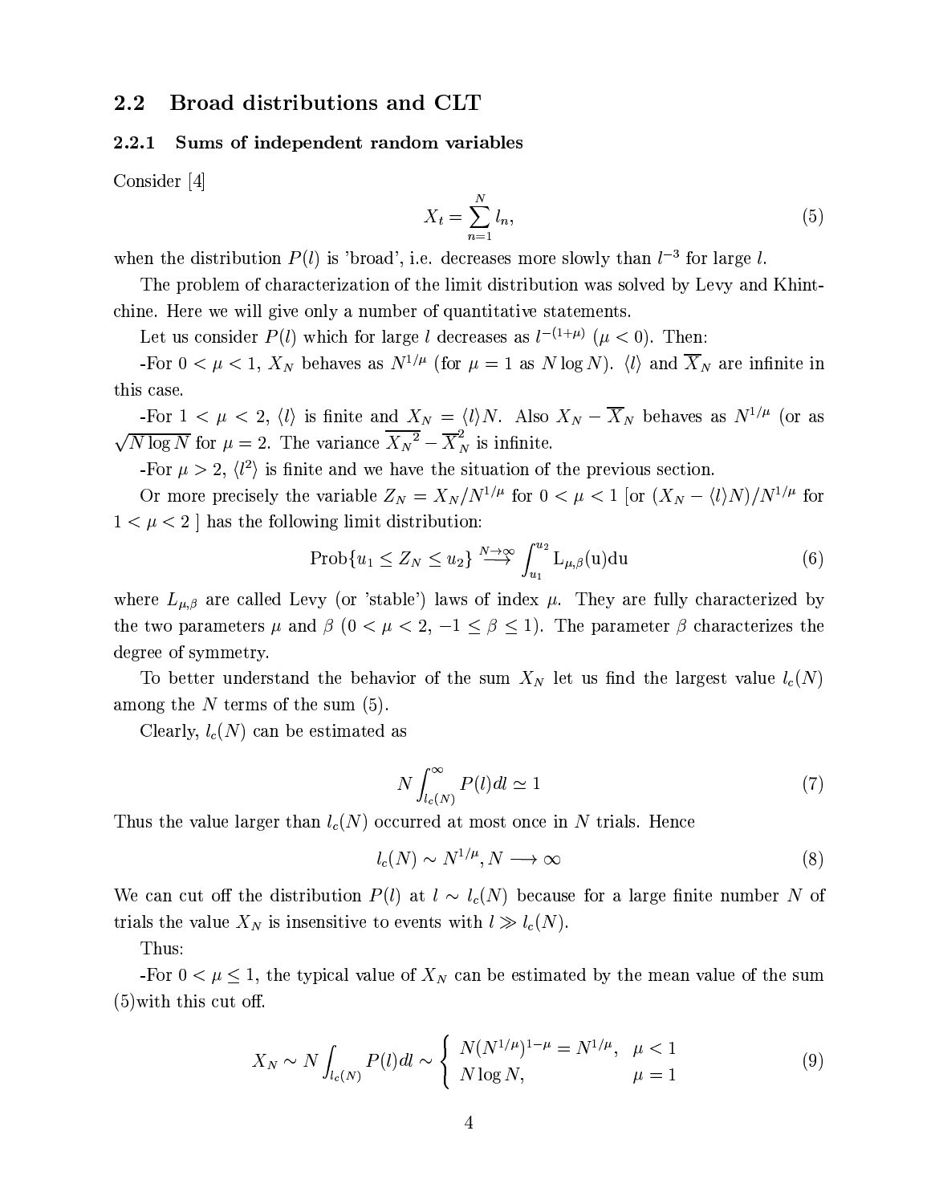## 2.2 Broad distributions and CLT

### 2.2.1 Sums of independent random variables

Consider [4]

$$X_t = \sum_{n=1}^{N} l_n, \tag{5}$$

when the distribution $P(l)$ is 'broad', i.e. decreases more slowly than $l^{-3}$ for large $l$.

The problem of characterization of the limit distribution was solved by Levy and Khintchine. Here we will give only a number of quantitative statements.

Let us consider $P(l)$ which for large $l$ decreases as $l^{-(1+\mu)}$ ($\mu < 0$). Then:

-For $0 < \mu < 1$, $X_N$ behaves as $N^{1/\mu}$ (for $\mu = 1$ as $N \log N$). $\langle l \rangle$ and $\overline{X}_N$ are infinite in this case.

-For $1 < \mu < 2$, $\langle l \rangle$ is finite and $X_N = \langle l \rangle N$. Also $X_N - \overline{X}_N$ behaves as $N^{1/\mu}$ (or as $\sqrt{N \log N}$ for $\mu = 2$. The variance $\overline{X_N}^2 - \overline{X}_N^2$ is infinite.

-For $\mu > 2$, $\langle l^2 \rangle$ is finite and we have the situation of the previous section.

Or more precisely the variable $Z_N = X_N / N^{1/\mu}$ for $0 < \mu < 1$ [or $(X_N - \langle l \rangle N)/N^{1/\mu}$ for $1 < \mu < 2$ ] has the following limit distribution:

$$\text{Prob}\{u_1 \leq Z_N \leq u_2\} \overset{N \to \infty}{\longrightarrow} \int_{u_1}^{u_2} \mathrm{L}_{\mu,\beta}(\mathrm{u})\mathrm{du} \tag{6}$$

where $L_{\mu,\beta}$ are called Levy (or 'stable') laws of index $\mu$. They are fully characterized by the two parameters $\mu$ and $\beta$ ($0 < \mu < 2$, $-1 \leq \beta \leq 1$). The parameter $\beta$ characterizes the degree of symmetry.

To better understand the behavior of the sum $X_N$ let us find the largest value $l_c(N)$ among the $N$ terms of the sum (5).

Clearly, $l_c(N)$ can be estimated as

$$N \int_{l_c(N)}^{\infty} P(l) dl \simeq 1 \tag{7}$$

Thus the value larger than $l_c(N)$ occurred at most once in $N$ trials. Hence

$$l_c(N) \sim N^{1/\mu}, N \longrightarrow \infty \tag{8}$$

We can cut off the distribution $P(l)$ at $l \sim l_c(N)$ because for a large finite number $N$ of trials the value $X_N$ is insensitive to events with $l \gg l_c(N)$.

Thus:

-For $0 < \mu \leq 1$, the typical value of $X_N$ can be estimated by the mean value of the sum (5)with this cut off.

$$X_N \sim N \int_{l_c(N)} P(l) dl \sim \begin{cases} N(N^{1/\mu})^{1-\mu} = N^{1/\mu}, & \mu < 1 \\ N \log N, & \mu = 1 \end{cases} \tag{9}$$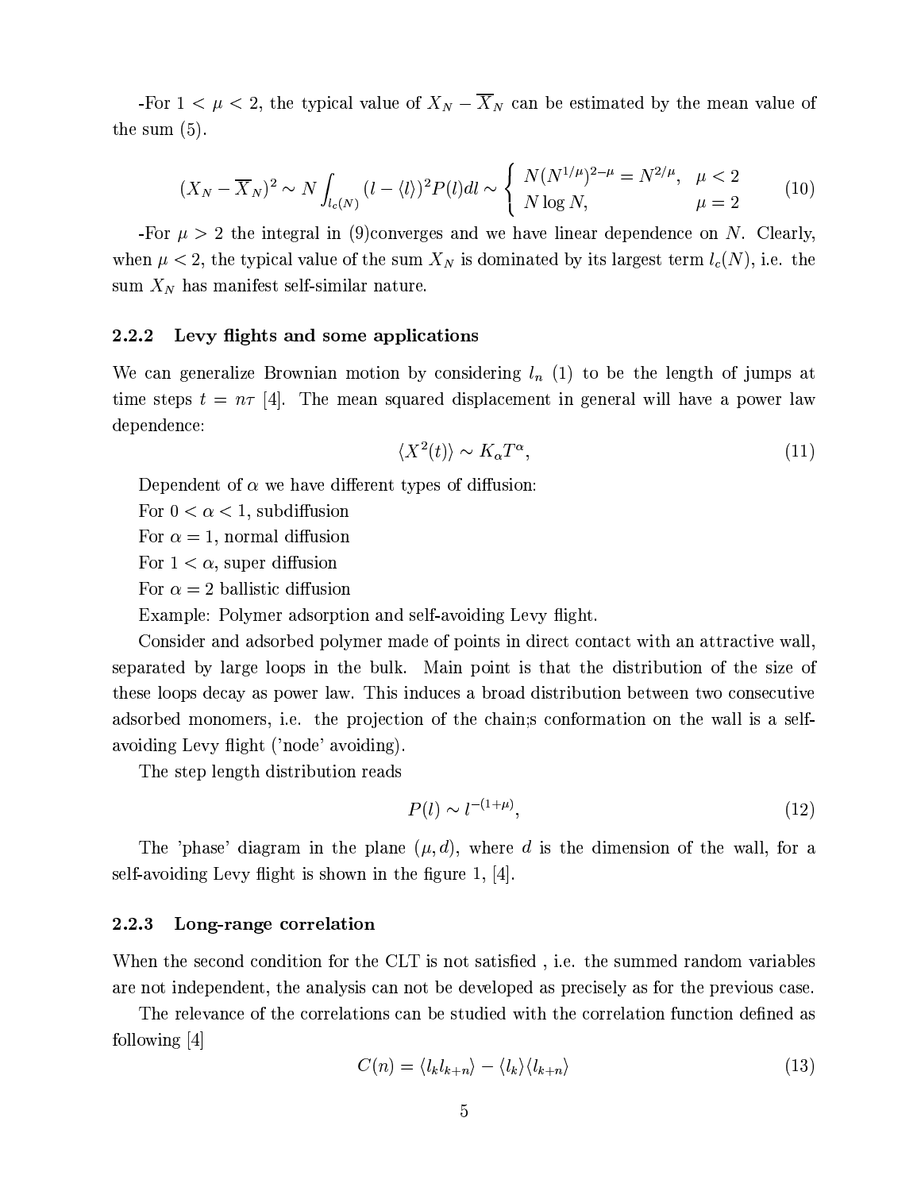-For $1 < \mu < 2$, the typical value of $X_N - \overline{X}_N$ can be estimated by the mean value of the sum (5).

$$(X_N - \overline{X}_N)^2 \sim N \int_{l_c(N)} (l - \langle l \rangle)^2 P(l) dl \sim \begin{cases} N(N^{1/\mu})^{2-\mu} = N^{2/\mu}, & \mu < 2 \\ N \log N, & \mu = 2 \end{cases} \tag{10}$$

-For $\mu > 2$ the integral in (9)converges and we have linear dependence on $N$. Clearly, when $\mu < 2$, the typical value of the sum $X_N$ is dominated by its largest term $l_c(N)$, i.e. the sum $X_N$ has manifest self-similar nature.

### 2.2.2 Levy flights and some applications

We can generalize Brownian motion by considering $l_n$ (1) to be the length of jumps at time steps $t = n\tau$ [4]. The mean squared displacement in general will have a power law dependence:

$$\langle X^2(t) \rangle \sim K_\alpha T^\alpha, \tag{11}$$

Dependent of $\alpha$ we have different types of diffusion:

For $0 < \alpha < 1$, subdiffusion

For $\alpha = 1$, normal diffusion

For $1 < \alpha$, super diffusion

For $\alpha = 2$ ballistic diffusion

Example: Polymer adsorption and self-avoiding Levy flight.

Consider and adsorbed polymer made of points in direct contact with an attractive wall, separated by large loops in the bulk. Main point is that the distribution of the size of these loops decay as power law. This induces a broad distribution between two consecutive adsorbed monomers, i.e. the projection of the chain;s conformation on the wall is a self-avoiding Levy flight ('node' avoiding).

The step length distribution reads

$$P(l) \sim l^{-(1+\mu)}, \tag{12}$$

The 'phase' diagram in the plane $(\mu, d)$, where $d$ is the dimension of the wall, for a self-avoiding Levy flight is shown in the figure 1, [4].

### 2.2.3 Long-range correlation

When the second condition for the CLT is not satisfied , i.e. the summed random variables are not independent, the analysis can not be developed as precisely as for the previous case.

The relevance of the correlations can be studied with the correlation function defined as following [4]

$$C(n) = \langle l_k l_{k+n} \rangle - \langle l_k \rangle \langle l_{k+n} \rangle \tag{13}$$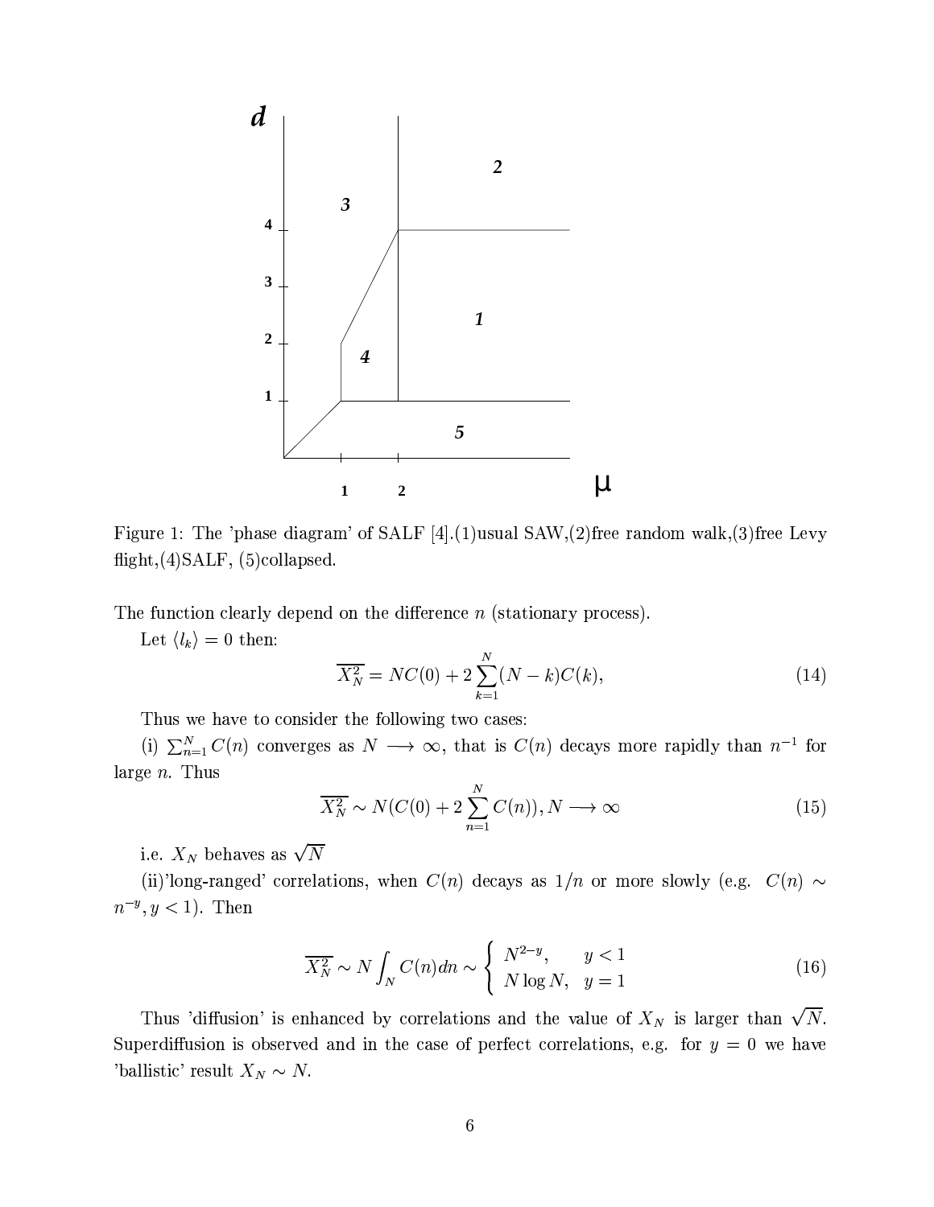d

4

3

2

1

1 2 μ

3

2

1

4

5

Figure 1: The 'phase diagram' of SALF [4].(1)usual SAW,(2)free random walk,(3)free Levy flight,(4)SALF, (5)collapsed.

The function clearly depend on the difference $n$ (stationary process).

Let $\langle l_k \rangle = 0$ then:

$$\overline{X_N^2} = NC(0) + 2\sum_{k=1}^{N}(N-k)C(k), \tag{14}$$

Thus we have to consider the following two cases:

(i) $\sum_{n=1}^{N} C(n)$ converges as $N \longrightarrow \infty$, that is $C(n)$ decays more rapidly than $n^{-1}$ for large $n$. Thus

$$\overline{X_N^2} \sim N(C(0) + 2\sum_{n=1}^{N} C(n)), N \longrightarrow \infty \tag{15}$$

i.e. $X_N$ behaves as $\sqrt{N}$

(ii)'long-ranged' correlations, when $C(n)$ decays as $1/n$ or more slowly (e.g. $C(n) \sim n^{-y}, y < 1$). Then

$$\overline{X_N^2} \sim N \int_N C(n)dn \sim \begin{cases} N^{2-y}, & y < 1 \\ N \log N, & y = 1 \end{cases} \tag{16}$$

Thus 'diffusion' is enhanced by correlations and the value of $X_N$ is larger than $\sqrt{N}$. Superdiffusion is observed and in the case of perfect correlations, e.g. for $y = 0$ we have 'ballistic' result $X_N \sim N$.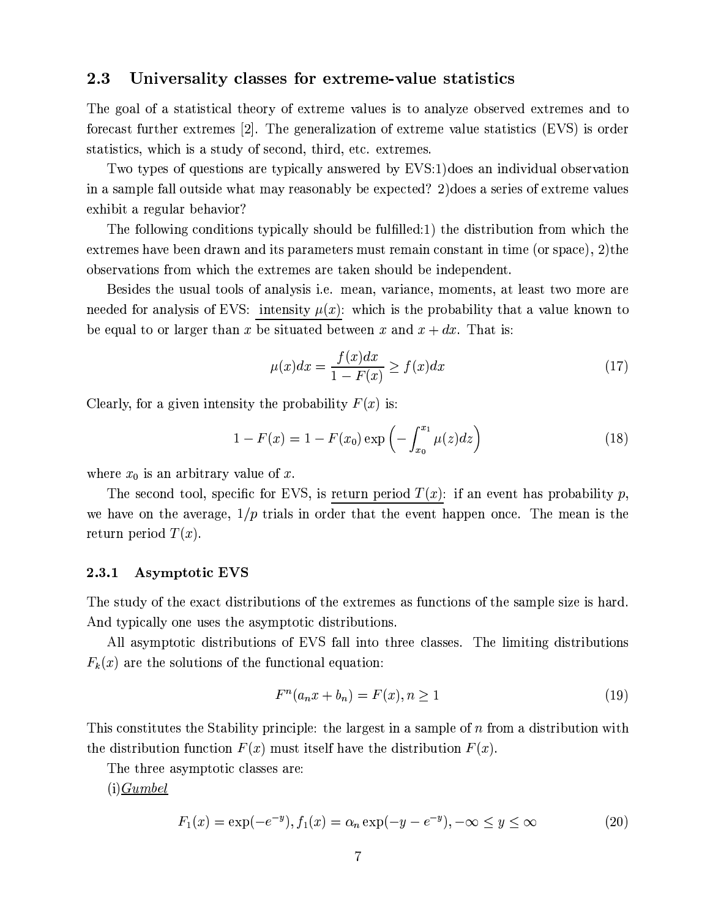## 2.3 Universality classes for extreme-value statistics

The goal of a statistical theory of extreme values is to analyze observed extremes and to forecast further extremes [2]. The generalization of extreme value statistics (EVS) is order statistics, which is a study of second, third, etc. extremes.

Two types of questions are typically answered by EVS:1)does an individual observation in a sample fall outside what may reasonably be expected? 2)does a series of extreme values exhibit a regular behavior?

The following conditions typically should be fulfilled:1) the distribution from which the extremes have been drawn and its parameters must remain constant in time (or space), 2)the observations from which the extremes are taken should be independent.

Besides the usual tools of analysis i.e. mean, variance, moments, at least two more are needed for analysis of EVS: <u>intensity $\mu(x)$</u>: which is the probability that a value known to be equal to or larger than $x$ be situated between $x$ and $x + dx$. That is:

$$\mu(x)dx = \frac{f(x)dx}{1 - F(x)} \geq f(x)dx \tag{17}$$

Clearly, for a given intensity the probability $F(x)$ is:

$$1 - F(x) = 1 - F(x_0) \exp\left(-\int_{x_0}^{x_1} \mu(z)dz\right) \tag{18}$$

where $x_0$ is an arbitrary value of $x$.

The second tool, specific for EVS, is <u>return period $T(x)$</u>: if an event has probability $p$, we have on the average, $1/p$ trials in order that the event happen once. The mean is the return period $T(x)$.

### 2.3.1 Asymptotic EVS

The study of the exact distributions of the extremes as functions of the sample size is hard. And typically one uses the asymptotic distributions.

All asymptotic distributions of EVS fall into three classes. The limiting distributions $F_k(x)$ are the solutions of the functional equation:

$$F^n(a_n x + b_n) = F(x), n \geq 1 \tag{19}$$

This constitutes the Stability principle: the largest in a sample of $n$ from a distribution with the distribution function $F(x)$ must itself have the distribution $F(x)$.

The three asymptotic classes are:

(i)<u>Gumbel</u>

$$F_1(x) = \exp(-e^{-y}), f_1(x) = \alpha_n \exp(-y - e^{-y}), -\infty \leq y \leq \infty \tag{20}$$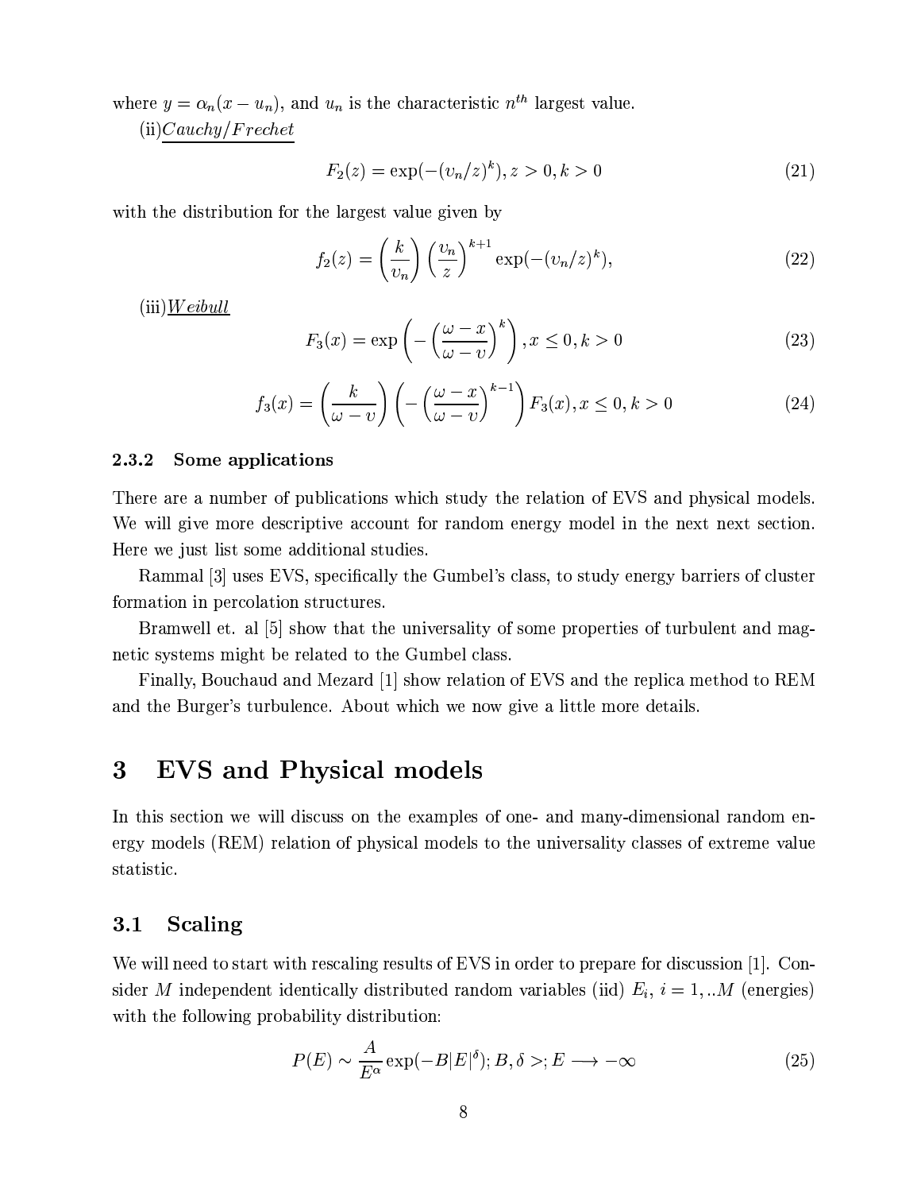where $y = \alpha_n(x - u_n)$, and $u_n$ is the characteristic $n^{th}$ largest value.

(ii)<u>$Cauchy/Frechet$</u>

$$F_2(z) = \exp(-(\upsilon_n/z)^k), z > 0, k > 0 \tag{21}$$

with the distribution for the largest value given by

$$f_2(z) = \left(\frac{k}{\upsilon_n}\right)\left(\frac{\upsilon_n}{z}\right)^{k+1} \exp(-(\upsilon_n/z)^k), \tag{22}$$

(iii)<u>$Weibull$</u>

$$F_3(x) = \exp\left(-\left(\frac{\omega - x}{\omega - \upsilon}\right)^k\right), x \leq 0, k > 0 \tag{23}$$

$$f_3(x) = \left(\frac{k}{\omega - \upsilon}\right)\left(-\left(\frac{\omega - x}{\omega - \upsilon}\right)^{k-1}\right) F_3(x), x \leq 0, k > 0 \tag{24}$$

#### 2.3.2 Some applications

There are a number of publications which study the relation of EVS and physical models. We will give more descriptive account for random energy model in the next next section. Here we just list some additional studies.

Rammal [3] uses EVS, specifically the Gumbel's class, to study energy barriers of cluster formation in percolation structures.

Bramwell et. al [5] show that the universality of some properties of turbulent and magnetic systems might be related to the Gumbel class.

Finally, Bouchaud and Mezard [1] show relation of EVS and the replica method to REM and the Burger's turbulence. About which we now give a little more details.

# 3 EVS and Physical models

In this section we will discuss on the examples of one- and many-dimensional random energy models (REM) relation of physical models to the universality classes of extreme value statistic.

## 3.1 Scaling

We will need to start with rescaling results of EVS in order to prepare for discussion [1]. Consider $M$ independent identically distributed random variables (iid) $E_i$, $i = 1, ..M$ (energies) with the following probability distribution:

$$P(E) \sim \frac{A}{E^\alpha} \exp(-B|E|^\delta); B, \delta >; E \longrightarrow -\infty \tag{25}$$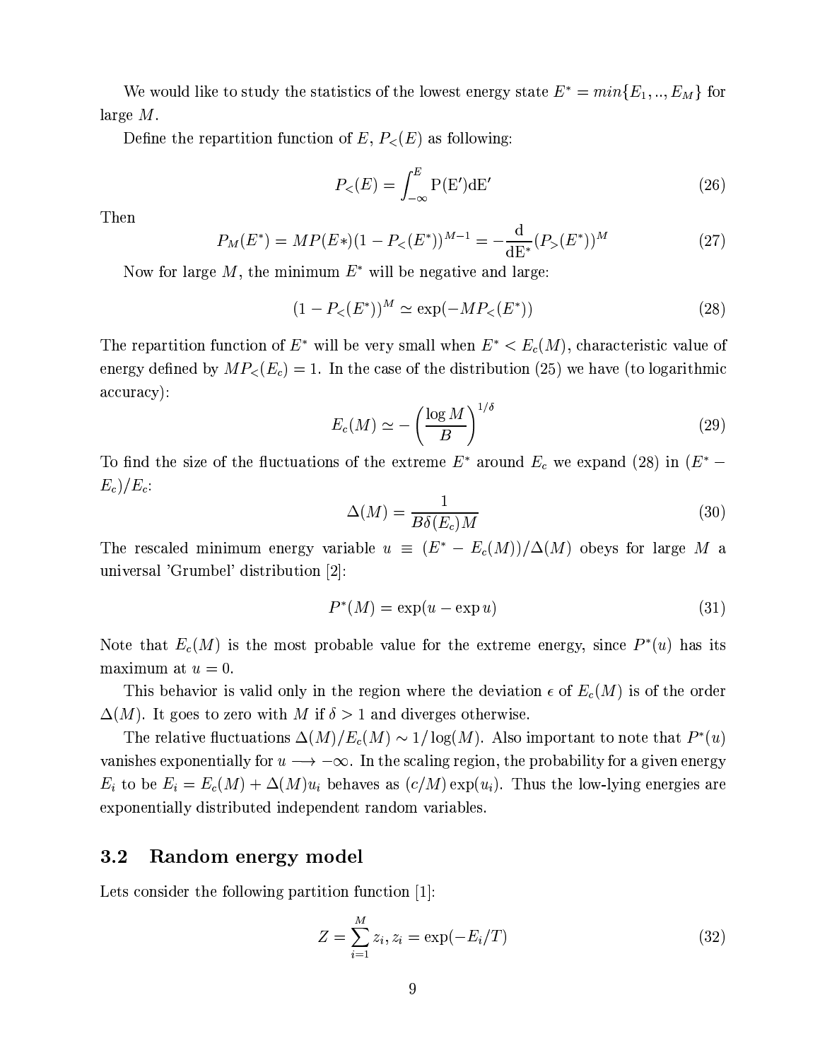We would like to study the statistics of the lowest energy state $E^* = min\{E_1, .., E_M\}$ for large $M$.

Define the repartition function of $E$, $P_<(E)$ as following:

$$P_<(E) = \int_{-\infty}^{E} \mathrm{P(E')dE'} \tag{26}$$

Then

$$P_M(E^*) = MP(E*)(1 - P_<(E^*))^{M-1} = -\frac{\mathrm{d}}{\mathrm{dE^*}}(P_>(E^*))^M \tag{27}$$

Now for large $M$, the minimum $E^*$ will be negative and large:

$$(1 - P_<(E^*))^M \simeq \exp(-MP_<(E^*)) \tag{28}$$

The repartition function of $E^*$ will be very small when $E^* < E_c(M)$, characteristic value of energy defined by $MP_<(E_c) = 1$. In the case of the distribution (25) we have (to logarithmic accuracy):

$$E_c(M) \simeq -\left(\frac{\log M}{B}\right)^{1/\delta} \tag{29}$$

To find the size of the fluctuations of the extreme $E^*$ around $E_c$ we expand (28) in $(E^* - E_c)/E_c$:

$$\Delta(M) = \frac{1}{B\delta(E_c)M} \tag{30}$$

The rescaled minimum energy variable $u \equiv (E^* - E_c(M))/\Delta(M)$ obeys for large $M$ a universal 'Grumbel' distribution [2]:

$$P^*(M) = \exp(u - \exp u) \tag{31}$$

Note that $E_c(M)$ is the most probable value for the extreme energy, since $P^*(u)$ has its maximum at $u = 0$.

This behavior is valid only in the region where the deviation $\epsilon$ of $E_c(M)$ is of the order $\Delta(M)$. It goes to zero with $M$ if $\delta > 1$ and diverges otherwise.

The relative fluctuations $\Delta(M)/E_c(M) \sim 1/\log(M)$. Also important to note that $P^*(u)$ vanishes exponentially for $u \longrightarrow -\infty$. In the scaling region, the probability for a given energy $E_i$ to be $E_i = E_c(M) + \Delta(M)u_i$ behaves as $(c/M)\exp(u_i)$. Thus the low-lying energies are exponentially distributed independent random variables.

### 3.2 Random energy model

Lets consider the following partition function [1]:

$$Z = \sum_{i=1}^{M} z_i, z_i = \exp(-E_i/T) \tag{32}$$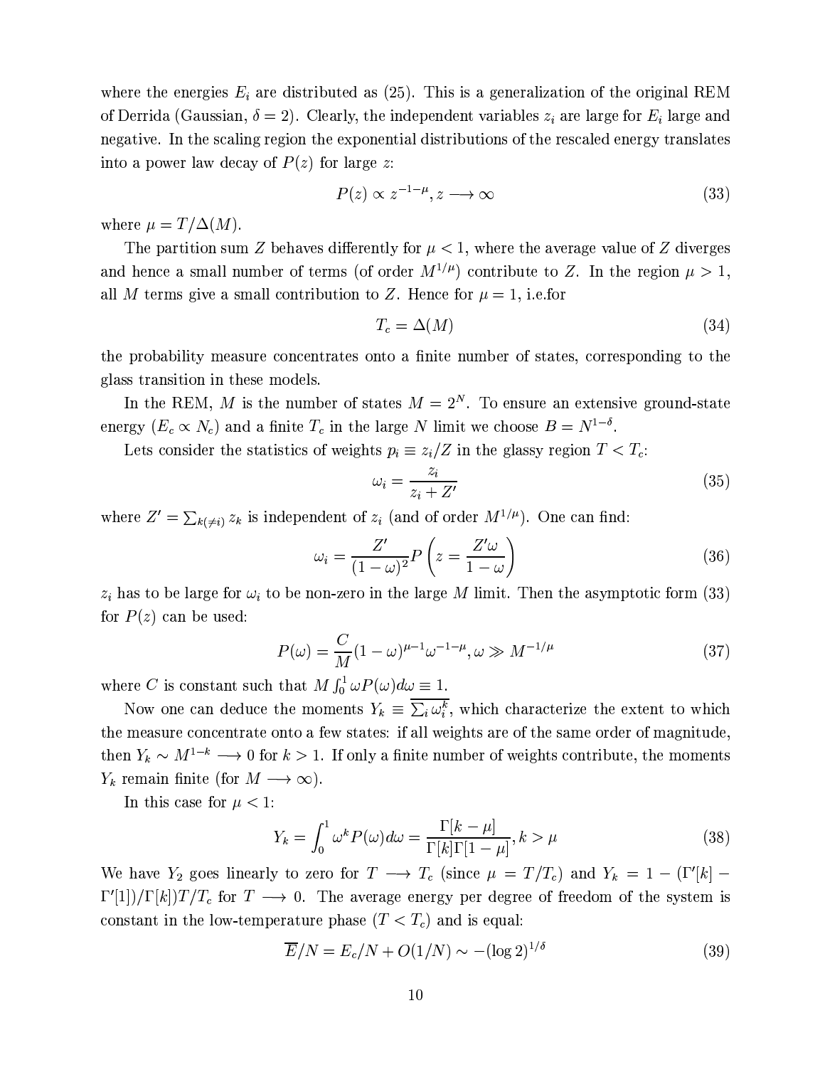where the energies $E_i$ are distributed as (25). This is a generalization of the original REM of Derrida (Gaussian, $\delta = 2$). Clearly, the independent variables $z_i$ are large for $E_i$ large and negative. In the scaling region the exponential distributions of the rescaled energy translates into a power law decay of $P(z)$ for large $z$:

$$P(z) \propto z^{-1-\mu}, z \longrightarrow \infty \tag{33}$$

where $\mu = T/\Delta(M)$.

The partition sum $Z$ behaves differently for $\mu < 1$, where the average value of $Z$ diverges and hence a small number of terms (of order $M^{1/\mu}$) contribute to $Z$. In the region $\mu > 1$, all $M$ terms give a small contribution to $Z$. Hence for $\mu = 1$, i.e.for

$$T_c = \Delta(M) \tag{34}$$

the probability measure concentrates onto a finite number of states, corresponding to the glass transition in these models.

In the REM, $M$ is the number of states $M = 2^N$. To ensure an extensive ground-state energy ($E_c \propto N_c$) and a finite $T_c$ in the large $N$ limit we choose $B = N^{1-\delta}$.

Lets consider the statistics of weights $p_i \equiv z_i/Z$ in the glassy region $T < T_c$:

$$\omega_i = \frac{z_i}{z_i + Z'} \tag{35}$$

where $Z' = \sum_{k(\neq i)} z_k$ is independent of $z_i$ (and of order $M^{1/\mu}$). One can find:

$$\omega_i = \frac{Z'}{(1-\omega)^2} P\left(z = \frac{Z'\omega}{1-\omega}\right) \tag{36}$$

$z_i$ has to be large for $\omega_i$ to be non-zero in the large $M$ limit. Then the asymptotic form (33) for $P(z)$ can be used:

$$P(\omega) = \frac{C}{M}(1-\omega)^{\mu-1}\omega^{-1-\mu}, \omega \gg M^{-1/\mu} \tag{37}$$

where $C$ is constant such that $M \int_0^1 \omega P(\omega) d\omega \equiv 1$.

Now one can deduce the moments $Y_k \equiv \overline{\sum_i \omega_i^k}$, which characterize the extent to which the measure concentrate onto a few states: if all weights are of the same order of magnitude, then $Y_k \sim M^{1-k} \longrightarrow 0$ for $k > 1$. If only a finite number of weights contribute, the moments $Y_k$ remain finite (for $M \longrightarrow \infty$).

In this case for $\mu < 1$:

$$Y_k = \int_0^1 \omega^k P(\omega) d\omega = \frac{\Gamma[k-\mu]}{\Gamma[k]\Gamma[1-\mu]}, k > \mu \tag{38}$$

We have $Y_2$ goes linearly to zero for $T \longrightarrow T_c$ (since $\mu = T/T_c$) and $Y_k = 1 - (\Gamma'[k] - \Gamma'[1])/\Gamma[k])T/T_c$ for $T \longrightarrow 0$. The average energy per degree of freedom of the system is constant in the low-temperature phase ($T < T_c$) and is equal:

$$\overline{E}/N = E_c/N + O(1/N) \sim -(\log 2)^{1/\delta} \tag{39}$$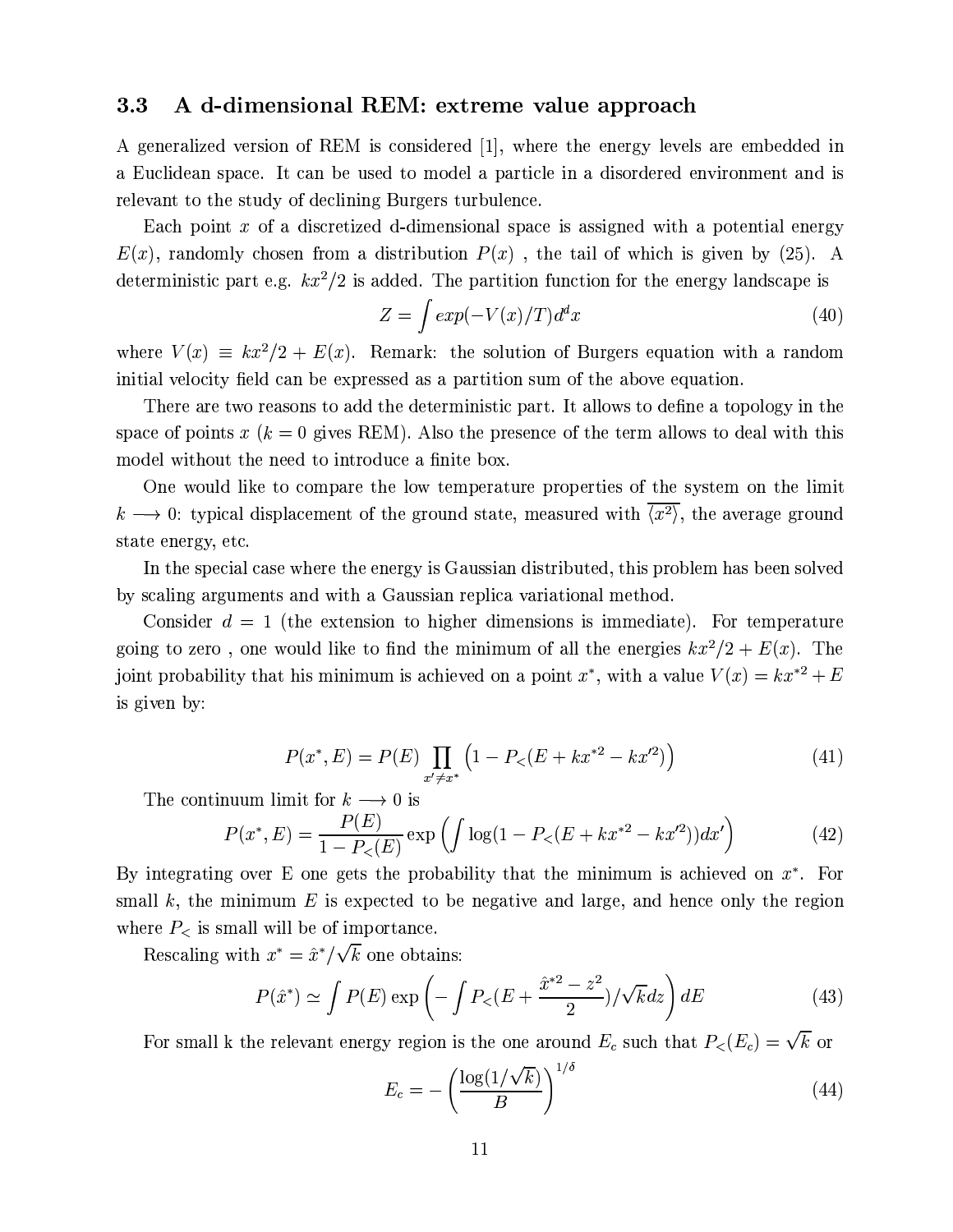### 3.3 A d-dimensional REM: extreme value approach

A generalized version of REM is considered [1], where the energy levels are embedded in a Euclidean space. It can be used to model a particle in a disordered environment and is relevant to the study of declining Burgers turbulence.

Each point $x$ of a discretized d-dimensional space is assigned with a potential energy $E(x)$, randomly chosen from a distribution $P(x)$ , the tail of which is given by (25). A deterministic part e.g. $kx^2/2$ is added. The partition function for the energy landscape is

$$Z = \int exp(-V(x)/T)d^d x \tag{40}$$

where $V(x) \equiv kx^2/2 + E(x)$. Remark: the solution of Burgers equation with a random initial velocity field can be expressed as a partition sum of the above equation.

There are two reasons to add the deterministic part. It allows to define a topology in the space of points $x$ ($k = 0$ gives REM). Also the presence of the term allows to deal with this model without the need to introduce a finite box.

One would like to compare the low temperature properties of the system on the limit $k \longrightarrow 0$: typical displacement of the ground state, measured with $\overline{\langle x^2 \rangle}$, the average ground state energy, etc.

In the special case where the energy is Gaussian distributed, this problem has been solved by scaling arguments and with a Gaussian replica variational method.

Consider $d = 1$ (the extension to higher dimensions is immediate). For temperature going to zero , one would like to find the minimum of all the energies $kx^2/2 + E(x)$. The joint probability that his minimum is achieved on a point $x^*$, with a value $V(x) = kx^{*2} + E$ is given by:

$$P(x^*, E) = P(E) \prod_{x' \neq x^*} \left(1 - P_<(E + kx^{*2} - kx'^2)\right) \tag{41}$$

The continuum limit for $k \longrightarrow 0$ is

$$P(x^*, E) = \frac{P(E)}{1 - P_<(E)} \exp\left(\int \log(1 - P_<(E + kx^{*2} - kx'^2))dx'\right) \tag{42}$$

By integrating over E one gets the probability that the minimum is achieved on $x^*$. For small $k$, the minimum $E$ is expected to be negative and large, and hence only the region where $P_<$ is small will be of importance.

Rescaling with $x^* = \hat{x}^*/\sqrt{k}$ one obtains:

$$P(\hat{x}^*) \simeq \int P(E) \exp\left(-\int P_<(E + \frac{\hat{x}^{*2} - z^2}{2})/\sqrt{k}dz\right) dE \tag{43}$$

For small k the relevant energy region is the one around $E_c$ such that $P_<(E_c) = \sqrt{k}$ or

$$E_c = -\left(\frac{\log(1/\sqrt{k})}{B}\right)^{1/\delta} \tag{44}$$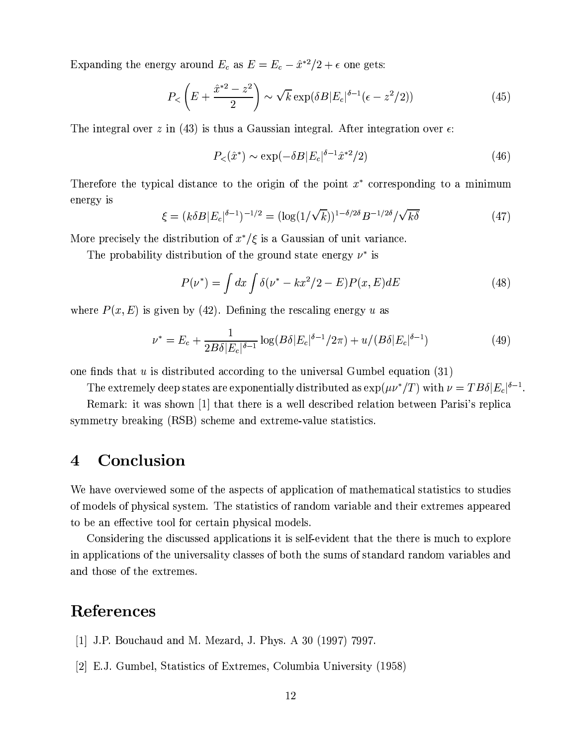Expanding the energy around $E_c$ as $E = E_c - \hat{x}^{*2}/2 + \epsilon$ one gets:

$$P_<\left(E + \frac{\hat{x}^{*2} - z^2}{2}\right) \sim \sqrt{k}\exp(\delta B|E_c|^{\delta-1}(\epsilon - z^2/2)) \tag{45}$$

The integral over $z$ in (43) is thus a Gaussian integral. After integration over $\epsilon$:

$$P_<(\hat{x}^*) \sim \exp(-\delta B|E_c|^{\delta-1}\hat{x}^{*2}/2) \tag{46}$$

Therefore the typical distance to the origin of the point $x^*$ corresponding to a minimum energy is

$$\xi = (k\delta B|E_c|^{\delta-1})^{-1/2} = (\log(1/\sqrt{k}))^{1-\delta/2\delta}B^{-1/2\delta}/\sqrt{k\delta} \tag{47}$$

More precisely the distribution of $x^*/\xi$ is a Gaussian of unit variance.

The probability distribution of the ground state energy $\nu^*$ is

$$P(\nu^*) = \int dx \int \delta(\nu^* - kx^2/2 - E)P(x,E)dE \tag{48}$$

where $P(x,E)$ is given by (42). Defining the rescaling energy $u$ as

$$\nu^* = E_c + \frac{1}{2B\delta|E_c|^{\delta-1}}\log(B\delta|E_c|^{\delta-1}/2\pi) + u/(B\delta|E_c|^{\delta-1}) \tag{49}$$

one finds that $u$ is distributed according to the universal Gumbel equation (31)

The extremely deep states are exponentially distributed as $\exp(\mu\nu^*/T)$ with $\nu = TB\delta|E_c|^{\delta-1}$.

Remark: it was shown [1] that there is a well described relation between Parisi's replica symmetry breaking (RSB) scheme and extreme-value statistics.

## 4 Conclusion

We have overviewed some of the aspects of application of mathematical statistics to studies of models of physical system. The statistics of random variable and their extremes appeared to be an effective tool for certain physical models.

Considering the discussed applications it is self-evident that the there is much to explore in applications of the universality classes of both the sums of standard random variables and and those of the extremes.

# References

[1] J.P. Bouchaud and M. Mezard, J. Phys. A 30 (1997) 7997.

[2] E.J. Gumbel, Statistics of Extremes, Columbia University (1958)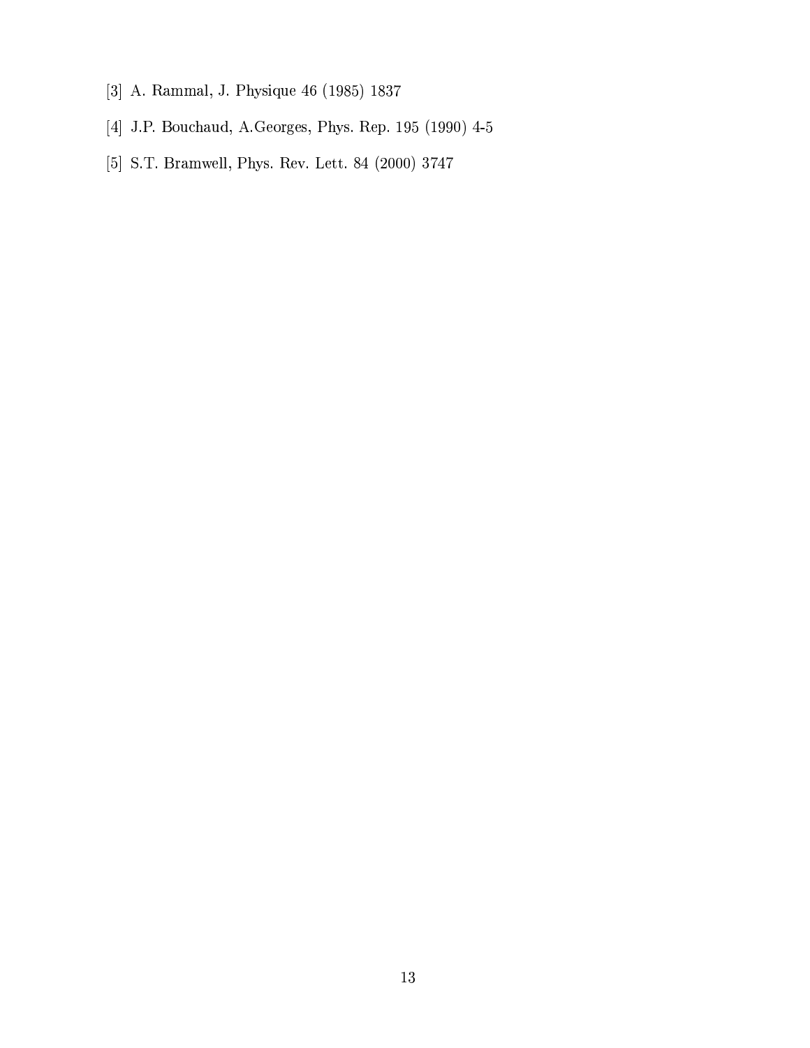[3] A. Rammal, J. Physique 46 (1985) 1837

[4] J.P. Bouchaud, A.Georges, Phys. Rep. 195 (1990) 4-5

[5] S.T. Bramwell, Phys. Rev. Lett. 84 (2000) 3747